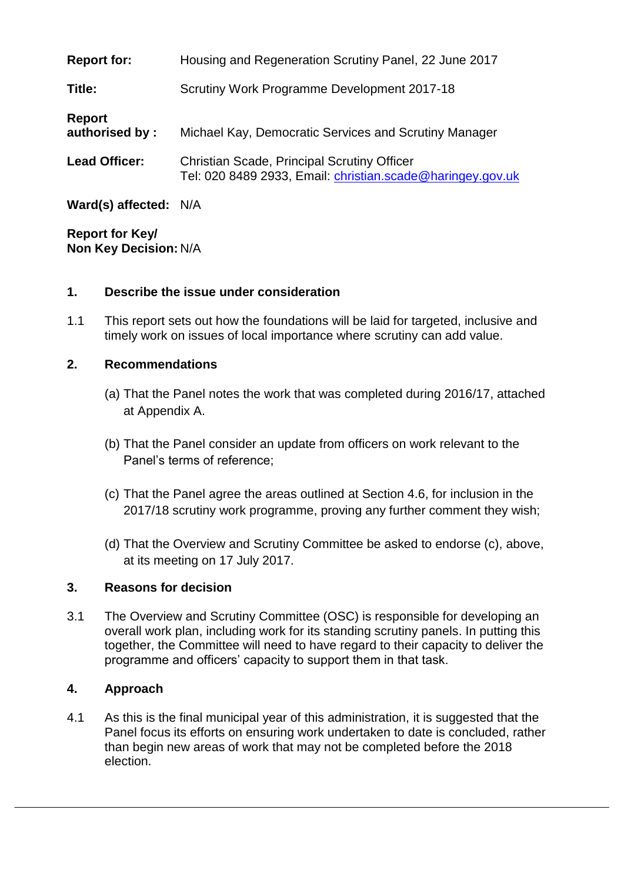**Report for:** Housing and Regeneration Scrutiny Panel, 22 June 2017

**Title:** Scrutiny Work Programme Development 2017-18

**Report authorised by :** Michael Kay, Democratic Services and Scrutiny Manager

**Lead Officer:** Christian Scade, Principal Scrutiny Officer
Tel: 020 8489 2933, Email: christian.scade@haringey.gov.uk

**Ward(s) affected:** N/A

**Report for Key/ Non Key Decision:** N/A

## 1. Describe the issue under consideration

1.1 This report sets out how the foundations will be laid for targeted, inclusive and timely work on issues of local importance where scrutiny can add value.

## 2. Recommendations

(a) That the Panel notes the work that was completed during 2016/17, attached at Appendix A.

(b) That the Panel consider an update from officers on work relevant to the Panel's terms of reference;

(c) That the Panel agree the areas outlined at Section 4.6, for inclusion in the 2017/18 scrutiny work programme, proving any further comment they wish;

(d) That the Overview and Scrutiny Committee be asked to endorse (c), above, at its meeting on 17 July 2017.

## 3. Reasons for decision

3.1 The Overview and Scrutiny Committee (OSC) is responsible for developing an overall work plan, including work for its standing scrutiny panels. In putting this together, the Committee will need to have regard to their capacity to deliver the programme and officers' capacity to support them in that task.

## 4. Approach

4.1 As this is the final municipal year of this administration, it is suggested that the Panel focus its efforts on ensuring work undertaken to date is concluded, rather than begin new areas of work that may not be completed before the 2018 election.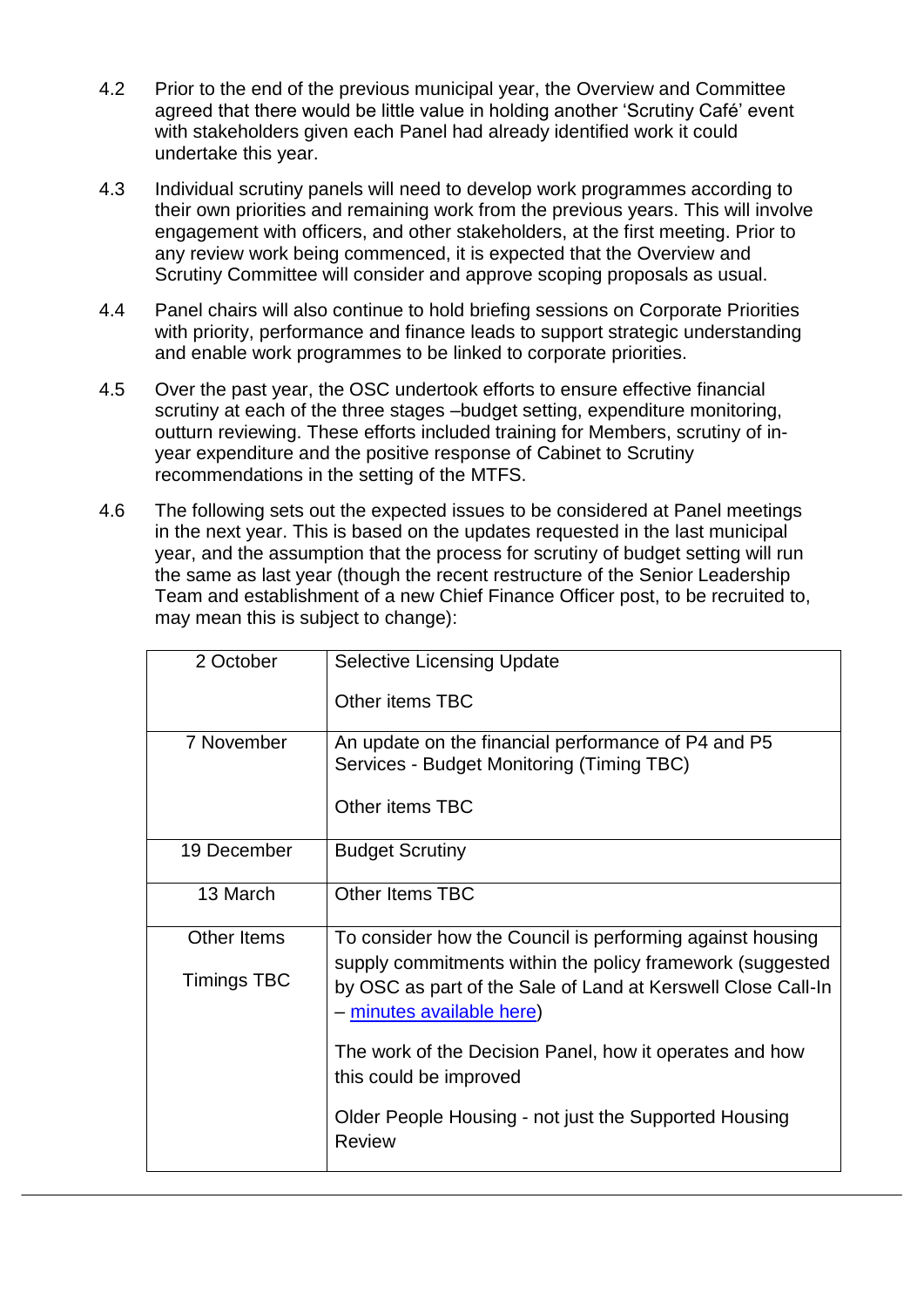4.2 Prior to the end of the previous municipal year, the Overview and Committee agreed that there would be little value in holding another 'Scrutiny Café' event with stakeholders given each Panel had already identified work it could undertake this year.

4.3 Individual scrutiny panels will need to develop work programmes according to their own priorities and remaining work from the previous years. This will involve engagement with officers, and other stakeholders, at the first meeting. Prior to any review work being commenced, it is expected that the Overview and Scrutiny Committee will consider and approve scoping proposals as usual.

4.4 Panel chairs will also continue to hold briefing sessions on Corporate Priorities with priority, performance and finance leads to support strategic understanding and enable work programmes to be linked to corporate priorities.

4.5 Over the past year, the OSC undertook efforts to ensure effective financial scrutiny at each of the three stages –budget setting, expenditure monitoring, outturn reviewing. These efforts included training for Members, scrutiny of in-year expenditure and the positive response of Cabinet to Scrutiny recommendations in the setting of the MTFS.

4.6 The following sets out the expected issues to be considered at Panel meetings in the next year. This is based on the updates requested in the last municipal year, and the assumption that the process for scrutiny of budget setting will run the same as last year (though the recent restructure of the Senior Leadership Team and establishment of a new Chief Finance Officer post, to be recruited to, may mean this is subject to change):

| | |
|---|---|
| 2 October | Selective Licensing Update<br><br>Other items TBC |
| 7 November | An update on the financial performance of P4 and P5 Services - Budget Monitoring (Timing TBC)<br><br>Other items TBC |
| 19 December | Budget Scrutiny |
| 13 March | Other Items TBC |
| Other Items<br><br>Timings TBC | To consider how the Council is performing against housing supply commitments within the policy framework (suggested by OSC as part of the Sale of Land at Kerswell Close Call-In – minutes available here)<br><br>The work of the Decision Panel, how it operates and how this could be improved<br><br>Older People Housing - not just the Supported Housing Review |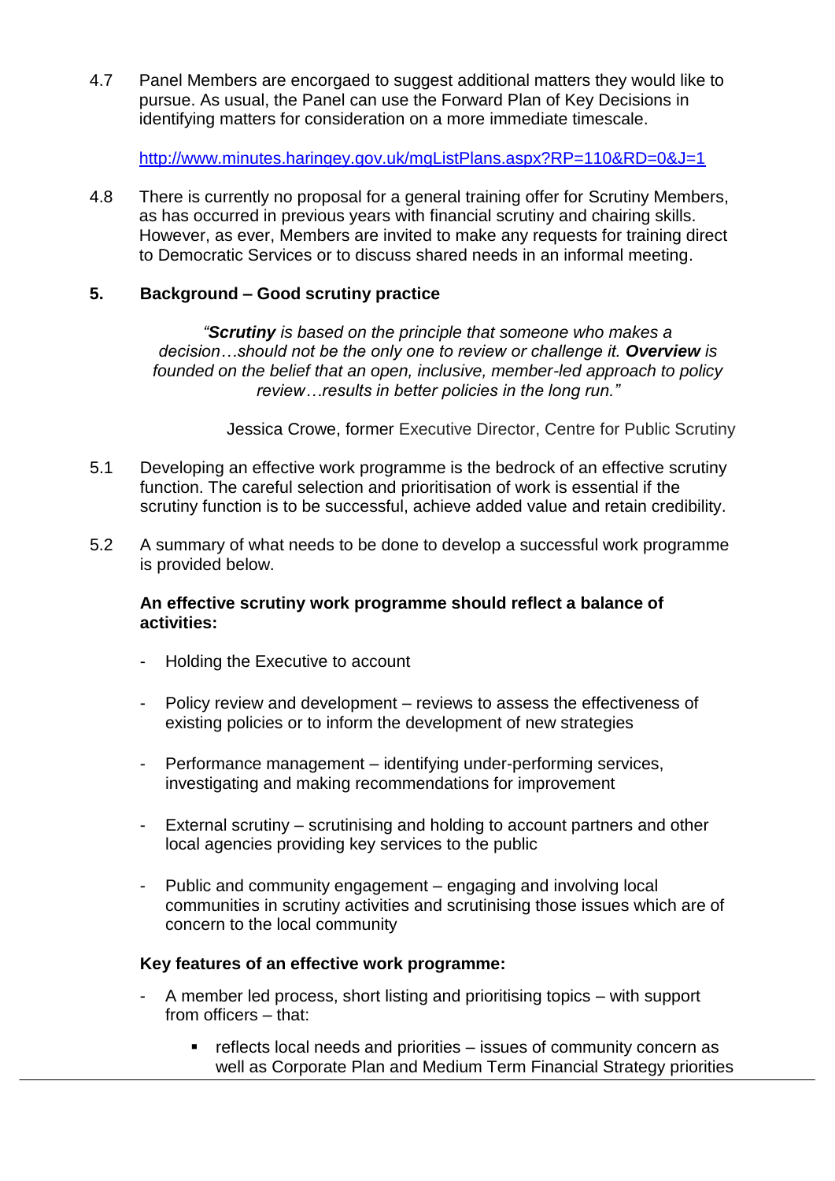4.7 Panel Members are encorgaed to suggest additional matters they would like to pursue. As usual, the Panel can use the Forward Plan of Key Decisions in identifying matters for consideration on a more immediate timescale.

http://www.minutes.haringey.gov.uk/mgListPlans.aspx?RP=110&RD=0&J=1

4.8 There is currently no proposal for a general training offer for Scrutiny Members, as has occurred in previous years with financial scrutiny and chairing skills. However, as ever, Members are invited to make any requests for training direct to Democratic Services or to discuss shared needs in an informal meeting.

## 5. Background – Good scrutiny practice

> *"**Scrutiny** is based on the principle that someone who makes a decision…should not be the only one to review or challenge it. **Overview** is founded on the belief that an open, inclusive, member-led approach to policy review…results in better policies in the long run."*
>
> Jessica Crowe, former Executive Director, Centre for Public Scrutiny

5.1 Developing an effective work programme is the bedrock of an effective scrutiny function. The careful selection and prioritisation of work is essential if the scrutiny function is to be successful, achieve added value and retain credibility.

5.2 A summary of what needs to be done to develop a successful work programme is provided below.

**An effective scrutiny work programme should reflect a balance of activities:**

- Holding the Executive to account
- Policy review and development – reviews to assess the effectiveness of existing policies or to inform the development of new strategies
- Performance management – identifying under-performing services, investigating and making recommendations for improvement
- External scrutiny – scrutinising and holding to account partners and other local agencies providing key services to the public
- Public and community engagement – engaging and involving local communities in scrutiny activities and scrutinising those issues which are of concern to the local community

**Key features of an effective work programme:**

- A member led process, short listing and prioritising topics – with support from officers – that:
    - reflects local needs and priorities – issues of community concern as well as Corporate Plan and Medium Term Financial Strategy priorities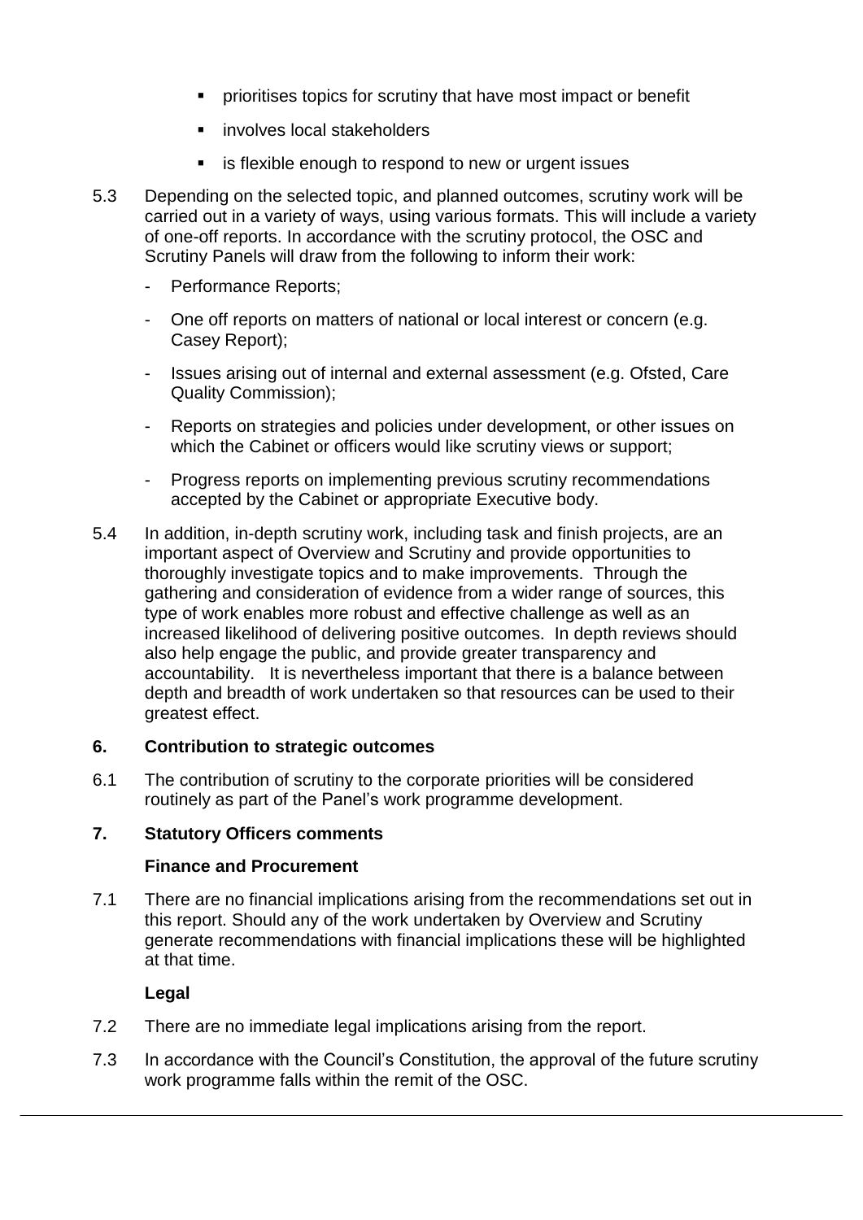- prioritises topics for scrutiny that have most impact or benefit
- involves local stakeholders
- is flexible enough to respond to new or urgent issues

5.3 Depending on the selected topic, and planned outcomes, scrutiny work will be carried out in a variety of ways, using various formats. This will include a variety of one-off reports. In accordance with the scrutiny protocol, the OSC and Scrutiny Panels will draw from the following to inform their work:

- Performance Reports;
- One off reports on matters of national or local interest or concern (e.g. Casey Report);
- Issues arising out of internal and external assessment (e.g. Ofsted, Care Quality Commission);
- Reports on strategies and policies under development, or other issues on which the Cabinet or officers would like scrutiny views or support;
- Progress reports on implementing previous scrutiny recommendations accepted by the Cabinet or appropriate Executive body.

5.4 In addition, in-depth scrutiny work, including task and finish projects, are an important aspect of Overview and Scrutiny and provide opportunities to thoroughly investigate topics and to make improvements. Through the gathering and consideration of evidence from a wider range of sources, this type of work enables more robust and effective challenge as well as an increased likelihood of delivering positive outcomes. In depth reviews should also help engage the public, and provide greater transparency and accountability. It is nevertheless important that there is a balance between depth and breadth of work undertaken so that resources can be used to their greatest effect.

## 6. Contribution to strategic outcomes

6.1 The contribution of scrutiny to the corporate priorities will be considered routinely as part of the Panel's work programme development.

## 7. Statutory Officers comments

### Finance and Procurement

7.1 There are no financial implications arising from the recommendations set out in this report. Should any of the work undertaken by Overview and Scrutiny generate recommendations with financial implications these will be highlighted at that time.

### Legal

7.2 There are no immediate legal implications arising from the report.

7.3 In accordance with the Council's Constitution, the approval of the future scrutiny work programme falls within the remit of the OSC.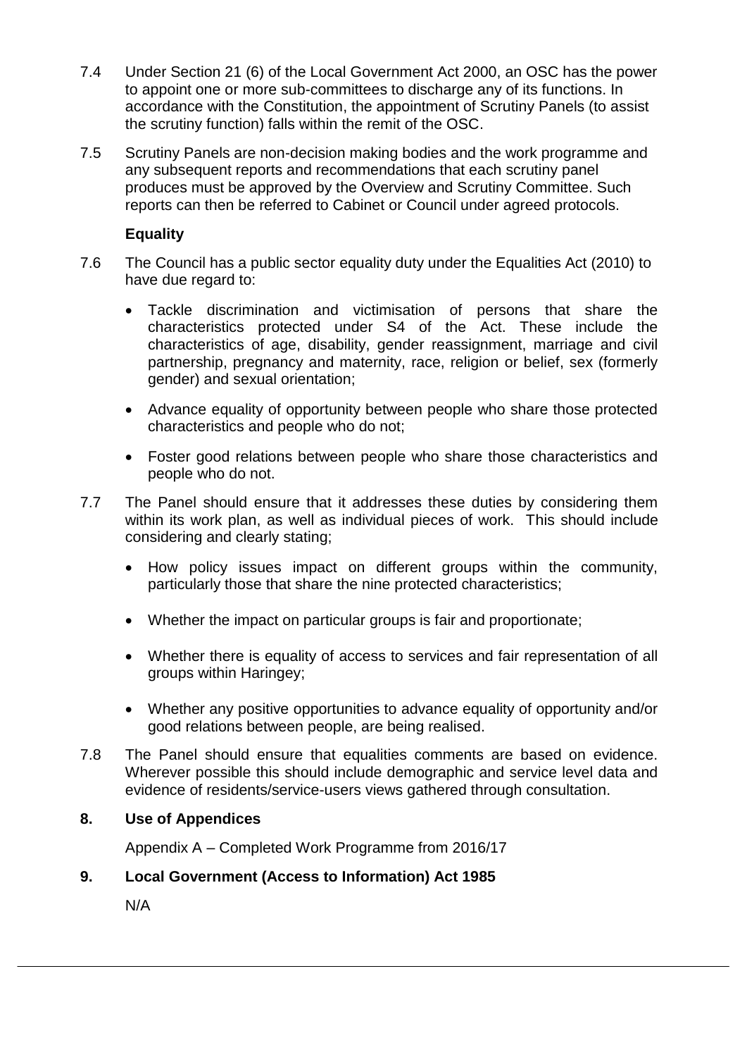7.4 Under Section 21 (6) of the Local Government Act 2000, an OSC has the power to appoint one or more sub-committees to discharge any of its functions. In accordance with the Constitution, the appointment of Scrutiny Panels (to assist the scrutiny function) falls within the remit of the OSC.

7.5 Scrutiny Panels are non-decision making bodies and the work programme and any subsequent reports and recommendations that each scrutiny panel produces must be approved by the Overview and Scrutiny Committee. Such reports can then be referred to Cabinet or Council under agreed protocols.

**Equality**

7.6 The Council has a public sector equality duty under the Equalities Act (2010) to have due regard to:

- Tackle discrimination and victimisation of persons that share the characteristics protected under S4 of the Act. These include the characteristics of age, disability, gender reassignment, marriage and civil partnership, pregnancy and maternity, race, religion or belief, sex (formerly gender) and sexual orientation;
- Advance equality of opportunity between people who share those protected characteristics and people who do not;
- Foster good relations between people who share those characteristics and people who do not.

7.7 The Panel should ensure that it addresses these duties by considering them within its work plan, as well as individual pieces of work. This should include considering and clearly stating;

- How policy issues impact on different groups within the community, particularly those that share the nine protected characteristics;
- Whether the impact on particular groups is fair and proportionate;
- Whether there is equality of access to services and fair representation of all groups within Haringey;
- Whether any positive opportunities to advance equality of opportunity and/or good relations between people, are being realised.

7.8 The Panel should ensure that equalities comments are based on evidence. Wherever possible this should include demographic and service level data and evidence of residents/service-users views gathered through consultation.

## 8. Use of Appendices

Appendix A – Completed Work Programme from 2016/17

## 9. Local Government (Access to Information) Act 1985

N/A